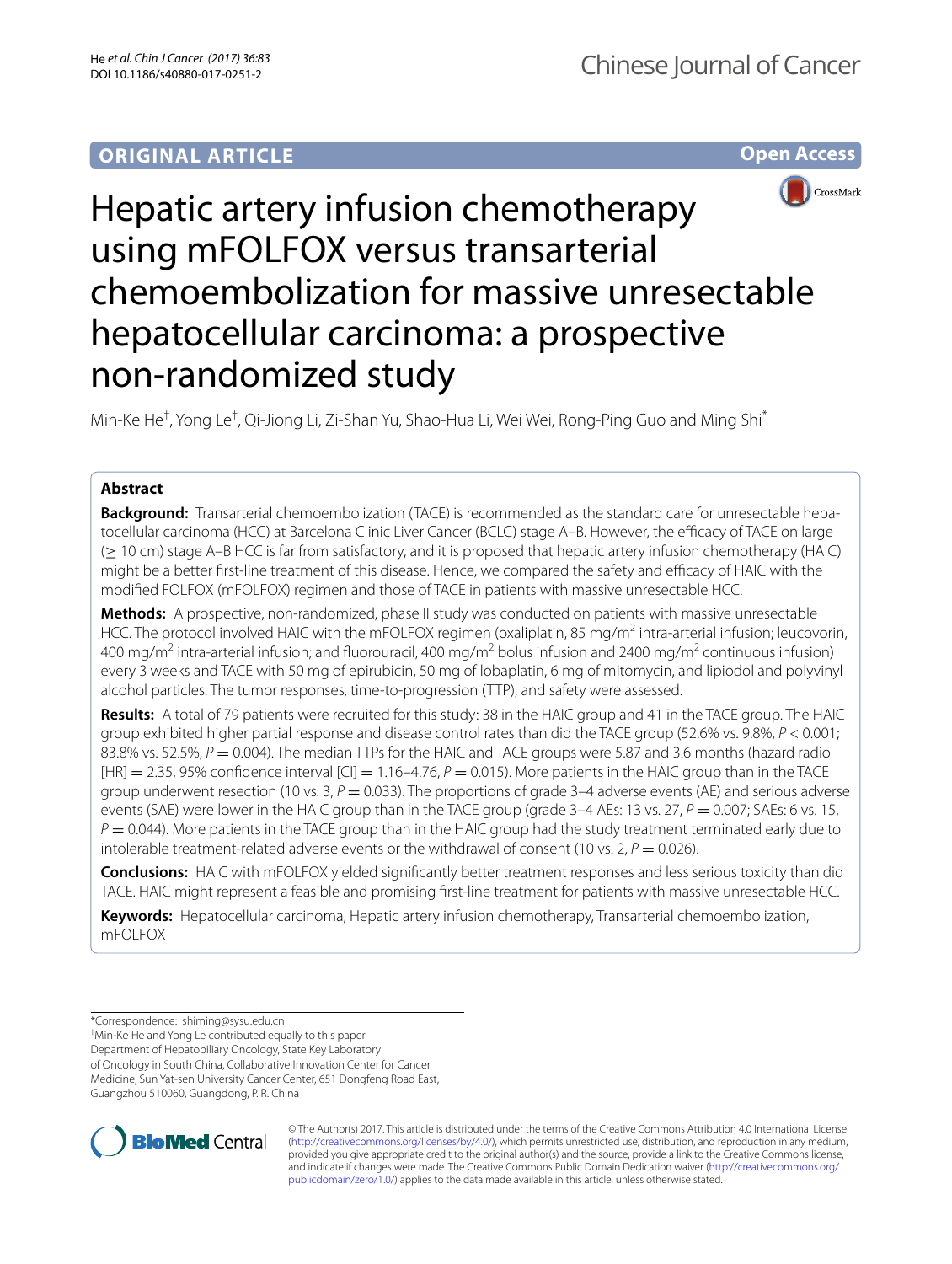ORIGINAL ARTICLE

Open Access

# Hepatic artery infusion chemotherapy using mFOLFOX versus transarterial chemoembolization for massive unresectable hepatocellular carcinoma: a prospective non-randomized study

Min-Ke He†, Yong Le†, Qi-Jiong Li, Zi-Shan Yu, Shao-Hua Li, Wei Wei, Rong-Ping Guo and Ming Shi*

## Abstract

**Background:** Transarterial chemoembolization (TACE) is recommended as the standard care for unresectable hepatocellular carcinoma (HCC) at Barcelona Clinic Liver Cancer (BCLC) stage A–B. However, the efficacy of TACE on large ($\geq$ 10 cm) stage A–B HCC is far from satisfactory, and it is proposed that hepatic artery infusion chemotherapy (HAIC) might be a better first-line treatment of this disease. Hence, we compared the safety and efficacy of HAIC with the modified FOLFOX (mFOLFOX) regimen and those of TACE in patients with massive unresectable HCC.

**Methods:** A prospective, non-randomized, phase II study was conducted on patients with massive unresectable HCC. The protocol involved HAIC with the mFOLFOX regimen (oxaliplatin, 85 mg/m$^2$ intra-arterial infusion; leucovorin, 400 mg/m$^2$ intra-arterial infusion; and fluorouracil, 400 mg/m$^2$ bolus infusion and 2400 mg/m$^2$ continuous infusion) every 3 weeks and TACE with 50 mg of epirubicin, 50 mg of lobaplatin, 6 mg of mitomycin, and lipiodol and polyvinyl alcohol particles. The tumor responses, time-to-progression (TTP), and safety were assessed.

**Results:** A total of 79 patients were recruited for this study: 38 in the HAIC group and 41 in the TACE group. The HAIC group exhibited higher partial response and disease control rates than did the TACE group (52.6% vs. 9.8%, $P < 0.001$; 83.8% vs. 52.5%, $P = 0.004$). The median TTPs for the HAIC and TACE groups were 5.87 and 3.6 months (hazard radio [HR] = 2.35, 95% confidence interval [CI] = 1.16–4.76, $P = 0.015$). More patients in the HAIC group than in the TACE group underwent resection (10 vs. 3, $P = 0.033$). The proportions of grade 3–4 adverse events (AE) and serious adverse events (SAE) were lower in the HAIC group than in the TACE group (grade 3–4 AEs: 13 vs. 27, $P = 0.007$; SAEs: 6 vs. 15, $P = 0.044$). More patients in the TACE group than in the HAIC group had the study treatment terminated early due to intolerable treatment-related adverse events or the withdrawal of consent (10 vs. 2, $P = 0.026$).

**Conclusions:** HAIC with mFOLFOX yielded significantly better treatment responses and less serious toxicity than did TACE. HAIC might represent a feasible and promising first-line treatment for patients with massive unresectable HCC.

**Keywords:** Hepatocellular carcinoma, Hepatic artery infusion chemotherapy, Transarterial chemoembolization, mFOLFOX

*Correspondence: shiming@sysu.edu.cn
†Min-Ke He and Yong Le contributed equally to this paper
Department of Hepatobiliary Oncology, State Key Laboratory of Oncology in South China, Collaborative Innovation Center for Cancer Medicine, Sun Yat-sen University Cancer Center, 651 Dongfeng Road East, Guangzhou 510060, Guangdong, P. R. China

© The Author(s) 2017. This article is distributed under the terms of the Creative Commons Attribution 4.0 International License (http://creativecommons.org/licenses/by/4.0/), which permits unrestricted use, distribution, and reproduction in any medium, provided you give appropriate credit to the original author(s) and the source, provide a link to the Creative Commons license, and indicate if changes were made. The Creative Commons Public Domain Dedication waiver (http://creativecommons.org/publicdomain/zero/1.0/) applies to the data made available in this article, unless otherwise stated.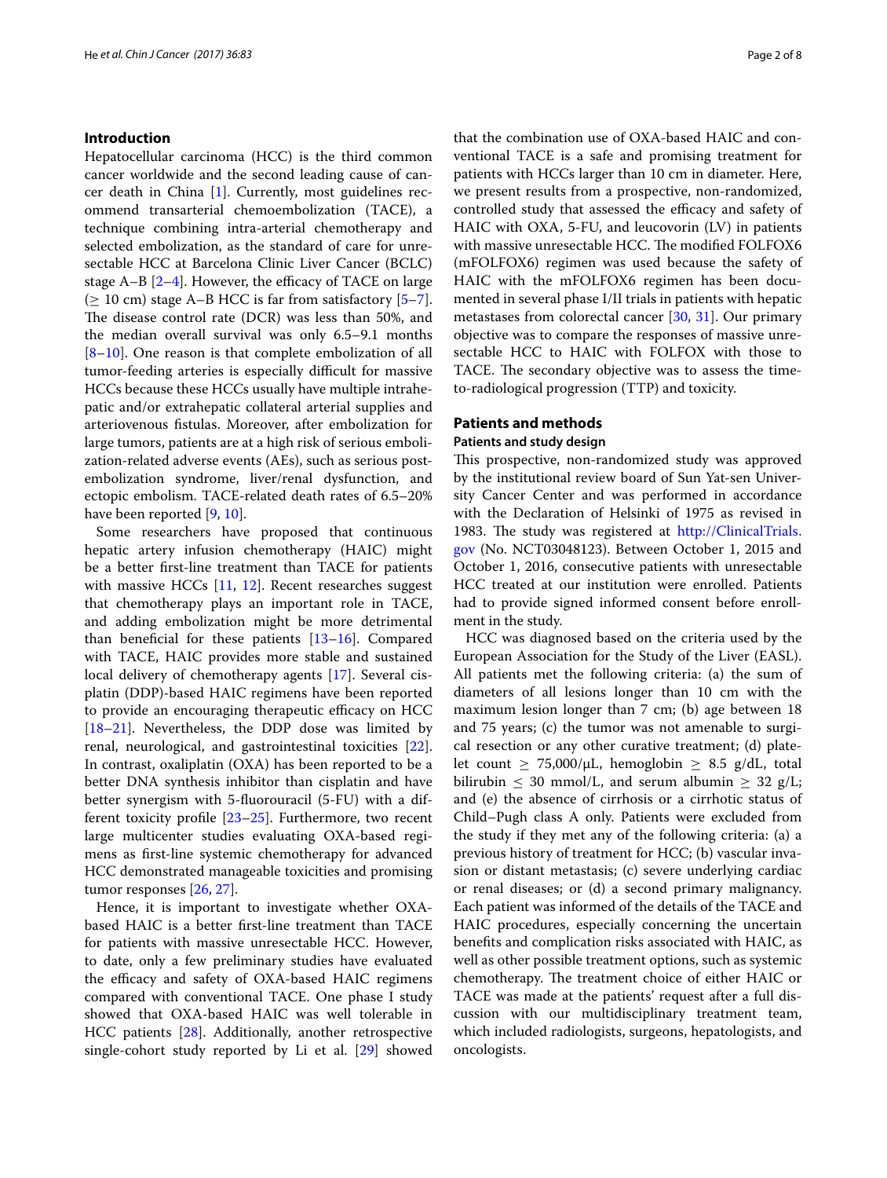## Introduction

Hepatocellular carcinoma (HCC) is the third common cancer worldwide and the second leading cause of cancer death in China [1]. Currently, most guidelines recommend transarterial chemoembolization (TACE), a technique combining intra-arterial chemotherapy and selected embolization, as the standard of care for unresectable HCC at Barcelona Clinic Liver Cancer (BCLC) stage A–B [2–4]. However, the efficacy of TACE on large ($\geq$ 10 cm) stage A–B HCC is far from satisfactory [5–7]. The disease control rate (DCR) was less than 50%, and the median overall survival was only 6.5–9.1 months [8–10]. One reason is that complete embolization of all tumor-feeding arteries is especially difficult for massive HCCs because these HCCs usually have multiple intrahepatic and/or extrahepatic collateral arterial supplies and arteriovenous fistulas. Moreover, after embolization for large tumors, patients are at a high risk of serious embolization-related adverse events (AEs), such as serious post-embolization syndrome, liver/renal dysfunction, and ectopic embolism. TACE-related death rates of 6.5–20% have been reported [9, 10].

Some researchers have proposed that continuous hepatic artery infusion chemotherapy (HAIC) might be a better first-line treatment than TACE for patients with massive HCCs [11, 12]. Recent researches suggest that chemotherapy plays an important role in TACE, and adding embolization might be more detrimental than beneficial for these patients [13–16]. Compared with TACE, HAIC provides more stable and sustained local delivery of chemotherapy agents [17]. Several cisplatin (DDP)-based HAIC regimens have been reported to provide an encouraging therapeutic efficacy on HCC [18–21]. Nevertheless, the DDP dose was limited by renal, neurological, and gastrointestinal toxicities [22]. In contrast, oxaliplatin (OXA) has been reported to be a better DNA synthesis inhibitor than cisplatin and have better synergism with 5-fluorouracil (5-FU) with a different toxicity profile [23–25]. Furthermore, two recent large multicenter studies evaluating OXA-based regimens as first-line systemic chemotherapy for advanced HCC demonstrated manageable toxicities and promising tumor responses [26, 27].

Hence, it is important to investigate whether OXA-based HAIC is a better first-line treatment than TACE for patients with massive unresectable HCC. However, to date, only a few preliminary studies have evaluated the efficacy and safety of OXA-based HAIC regimens compared with conventional TACE. One phase I study showed that OXA-based HAIC was well tolerable in HCC patients [28]. Additionally, another retrospective single-cohort study reported by Li et al. [29] showed that the combination use of OXA-based HAIC and conventional TACE is a safe and promising treatment for patients with HCCs larger than 10 cm in diameter. Here, we present results from a prospective, non-randomized, controlled study that assessed the efficacy and safety of HAIC with OXA, 5-FU, and leucovorin (LV) in patients with massive unresectable HCC. The modified FOLFOX6 (mFOLFOX6) regimen was used because the safety of HAIC with the mFOLFOX6 regimen has been documented in several phase I/II trials in patients with hepatic metastases from colorectal cancer [30, 31]. Our primary objective was to compare the responses of massive unresectable HCC to HAIC with FOLFOX with those to TACE. The secondary objective was to assess the time-to-radiological progression (TTP) and toxicity.

## Patients and methods

### Patients and study design

This prospective, non-randomized study was approved by the institutional review board of Sun Yat-sen University Cancer Center and was performed in accordance with the Declaration of Helsinki of 1975 as revised in 1983. The study was registered at http://ClinicalTrials.gov (No. NCT03048123). Between October 1, 2015 and October 1, 2016, consecutive patients with unresectable HCC treated at our institution were enrolled. Patients had to provide signed informed consent before enrollment in the study.

HCC was diagnosed based on the criteria used by the European Association for the Study of the Liver (EASL). All patients met the following criteria: (a) the sum of diameters of all lesions longer than 10 cm with the maximum lesion longer than 7 cm; (b) age between 18 and 75 years; (c) the tumor was not amenable to surgical resection or any other curative treatment; (d) platelet count $\geq$ 75,000/μL, hemoglobin $\geq$ 8.5 g/dL, total bilirubin $\leq$ 30 mmol/L, and serum albumin $\geq$ 32 g/L; and (e) the absence of cirrhosis or a cirrhotic status of Child–Pugh class A only. Patients were excluded from the study if they met any of the following criteria: (a) a previous history of treatment for HCC; (b) vascular invasion or distant metastasis; (c) severe underlying cardiac or renal diseases; or (d) a second primary malignancy. Each patient was informed of the details of the TACE and HAIC procedures, especially concerning the uncertain benefits and complication risks associated with HAIC, as well as other possible treatment options, such as systemic chemotherapy. The treatment choice of either HAIC or TACE was made at the patients' request after a full discussion with our multidisciplinary treatment team, which included radiologists, surgeons, hepatologists, and oncologists.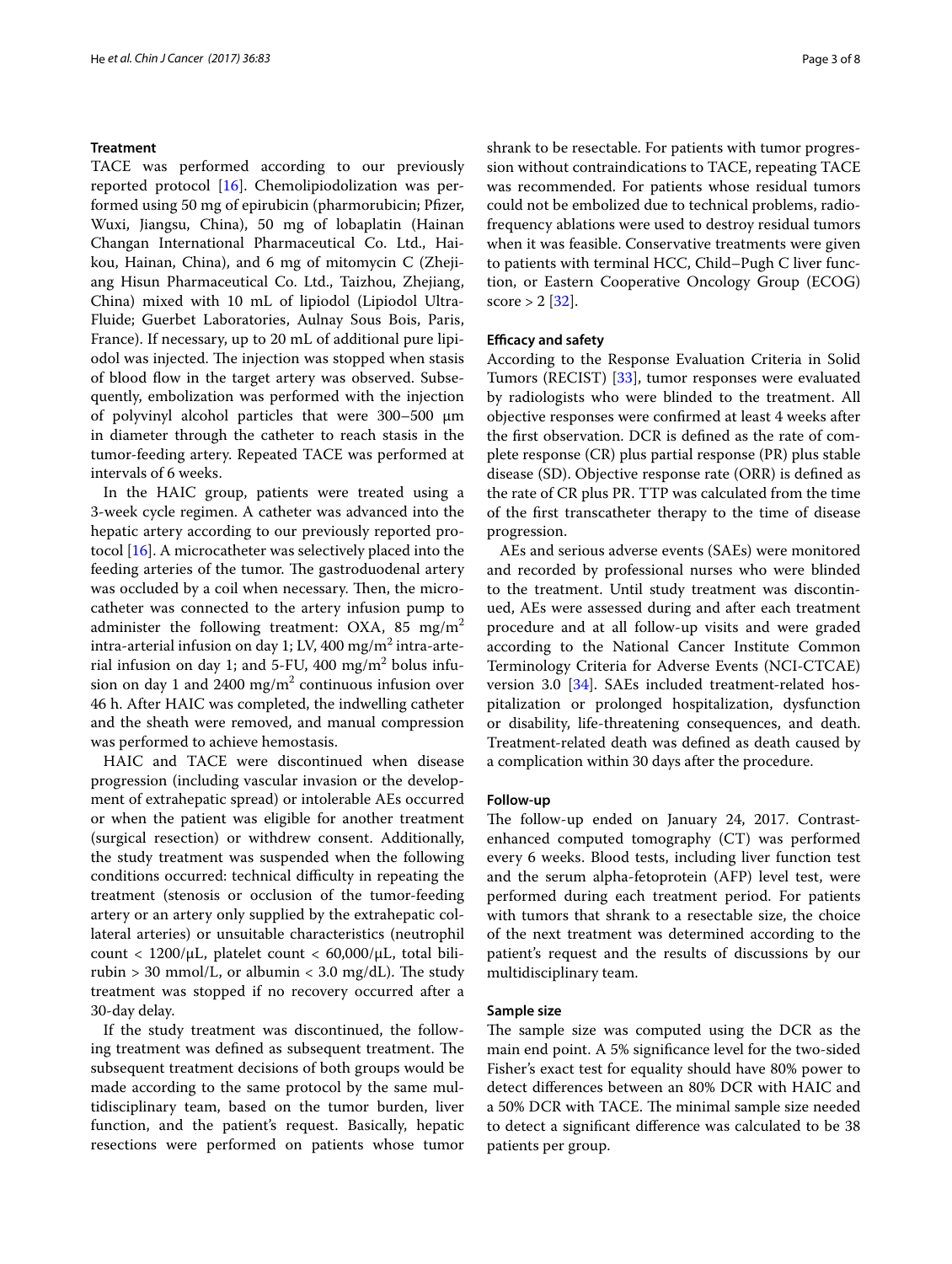### Treatment

TACE was performed according to our previously reported protocol [16]. Chemolipiodolization was performed using 50 mg of epirubicin (pharmorubicin; Pfizer, Wuxi, Jiangsu, China), 50 mg of lobaplatin (Hainan Changan International Pharmaceutical Co. Ltd., Haikou, Hainan, China), and 6 mg of mitomycin C (Zhejiang Hisun Pharmaceutical Co. Ltd., Taizhou, Zhejiang, China) mixed with 10 mL of lipiodol (Lipiodol Ultra-Fluide; Guerbet Laboratories, Aulnay Sous Bois, Paris, France). If necessary, up to 20 mL of additional pure lipiodol was injected. The injection was stopped when stasis of blood flow in the target artery was observed. Subsequently, embolization was performed with the injection of polyvinyl alcohol particles that were 300–500 μm in diameter through the catheter to reach stasis in the tumor-feeding artery. Repeated TACE was performed at intervals of 6 weeks.

In the HAIC group, patients were treated using a 3-week cycle regimen. A catheter was advanced into the hepatic artery according to our previously reported protocol [16]. A microcatheter was selectively placed into the feeding arteries of the tumor. The gastroduodenal artery was occluded by a coil when necessary. Then, the microcatheter was connected to the artery infusion pump to administer the following treatment: OXA, 85 $mg/m^2$ intra-arterial infusion on day 1; LV, 400 $mg/m^2$ intra-arterial infusion on day 1; and 5-FU, 400 $mg/m^2$ bolus infusion on day 1 and 2400 $mg/m^2$ continuous infusion over 46 h. After HAIC was completed, the indwelling catheter and the sheath were removed, and manual compression was performed to achieve hemostasis.

HAIC and TACE were discontinued when disease progression (including vascular invasion or the development of extrahepatic spread) or intolerable AEs occurred or when the patient was eligible for another treatment (surgical resection) or withdrew consent. Additionally, the study treatment was suspended when the following conditions occurred: technical difficulty in repeating the treatment (stenosis or occlusion of the tumor-feeding artery or an artery only supplied by the extrahepatic collateral arteries) or unsuitable characteristics (neutrophil count < 1200/μL, platelet count < 60,000/μL, total bilirubin > 30 mmol/L, or albumin < 3.0 mg/dL). The study treatment was stopped if no recovery occurred after a 30-day delay.

If the study treatment was discontinued, the following treatment was defined as subsequent treatment. The subsequent treatment decisions of both groups would be made according to the same protocol by the same multidisciplinary team, based on the tumor burden, liver function, and the patient's request. Basically, hepatic resections were performed on patients whose tumor shrank to be resectable. For patients with tumor progression without contraindications to TACE, repeating TACE was recommended. For patients whose residual tumors could not be embolized due to technical problems, radiofrequency ablations were used to destroy residual tumors when it was feasible. Conservative treatments were given to patients with terminal HCC, Child–Pugh C liver function, or Eastern Cooperative Oncology Group (ECOG) score > 2 [32].

### Efficacy and safety

According to the Response Evaluation Criteria in Solid Tumors (RECIST) [33], tumor responses were evaluated by radiologists who were blinded to the treatment. All objective responses were confirmed at least 4 weeks after the first observation. DCR is defined as the rate of complete response (CR) plus partial response (PR) plus stable disease (SD). Objective response rate (ORR) is defined as the rate of CR plus PR. TTP was calculated from the time of the first transcatheter therapy to the time of disease progression.

AEs and serious adverse events (SAEs) were monitored and recorded by professional nurses who were blinded to the treatment. Until study treatment was discontinued, AEs were assessed during and after each treatment procedure and at all follow-up visits and were graded according to the National Cancer Institute Common Terminology Criteria for Adverse Events (NCI-CTCAE) version 3.0 [34]. SAEs included treatment-related hospitalization or prolonged hospitalization, dysfunction or disability, life-threatening consequences, and death. Treatment-related death was defined as death caused by a complication within 30 days after the procedure.

### Follow-up

The follow-up ended on January 24, 2017. Contrast-enhanced computed tomography (CT) was performed every 6 weeks. Blood tests, including liver function test and the serum alpha-fetoprotein (AFP) level test, were performed during each treatment period. For patients with tumors that shrank to a resectable size, the choice of the next treatment was determined according to the patient's request and the results of discussions by our multidisciplinary team.

### Sample size

The sample size was computed using the DCR as the main end point. A 5% significance level for the two-sided Fisher's exact test for equality should have 80% power to detect differences between an 80% DCR with HAIC and a 50% DCR with TACE. The minimal sample size needed to detect a significant difference was calculated to be 38 patients per group.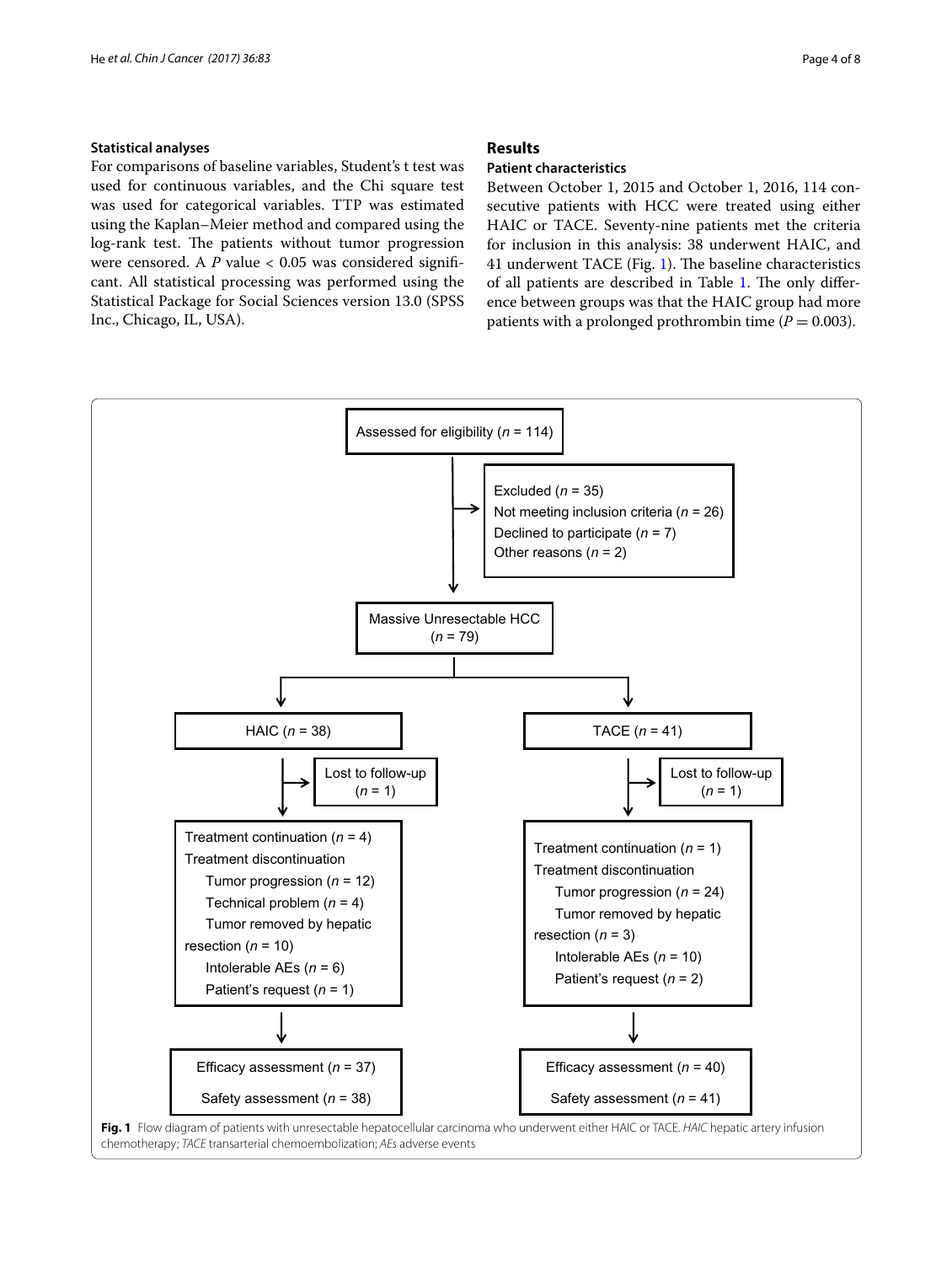### Statistical analyses

For comparisons of baseline variables, Student's t test was used for continuous variables, and the Chi square test was used for categorical variables. TTP was estimated using the Kaplan–Meier method and compared using the log-rank test. The patients without tumor progression were censored. A $P$ value < 0.05 was considered significant. All statistical processing was performed using the Statistical Package for Social Sciences version 13.0 (SPSS Inc., Chicago, IL, USA).

## Results

### Patient characteristics

Between October 1, 2015 and October 1, 2016, 114 consecutive patients with HCC were treated using either HAIC or TACE. Seventy-nine patients met the criteria for inclusion in this analysis: 38 underwent HAIC, and 41 underwent TACE (Fig. 1). The baseline characteristics of all patients are described in Table 1. The only difference between groups was that the HAIC group had more patients with a prolonged prothrombin time ($P = 0.003$).

Assessed for eligibility ($n$ = 114)

Excluded ($n$ = 35)
Not meeting inclusion criteria ($n$ = 26)
Declined to participate ($n$ = 7)
Other reasons ($n$ = 2)

Massive Unresectable HCC ($n$ = 79)

HAIC ($n$ = 38)
- Lost to follow-up ($n$ = 1)
- Treatment continuation ($n$ = 4)
- Treatment discontinuation
  - Tumor progression ($n$ = 12)
  - Technical problem ($n$ = 4)
  - Tumor removed by hepatic resection ($n$ = 10)
  - Intolerable AEs ($n$ = 6)
  - Patient's request ($n$ = 1)
- Efficacy assessment ($n$ = 37)
- Safety assessment ($n$ = 38)

TACE ($n$ = 41)
- Lost to follow-up ($n$ = 1)
- Treatment continuation ($n$ = 1)
- Treatment discontinuation
  - Tumor progression ($n$ = 24)
  - Tumor removed by hepatic resection ($n$ = 3)
  - Intolerable AEs ($n$ = 10)
  - Patient's request ($n$ = 2)
- Efficacy assessment ($n$ = 40)
- Safety assessment ($n$ = 41)

**Fig. 1** Flow diagram of patients with unresectable hepatocellular carcinoma who underwent either HAIC or TACE. *HAIC* hepatic artery infusion chemotherapy; *TACE* transarterial chemoembolization; *AEs* adverse events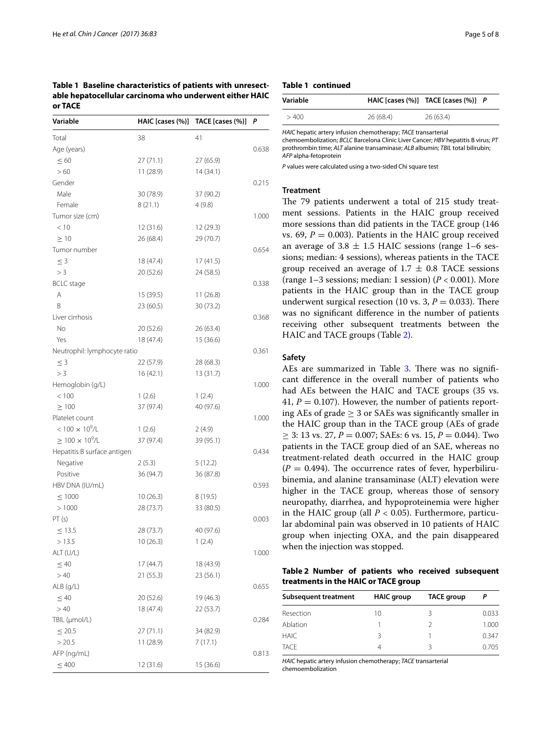**Table 1 Baseline characteristics of patients with unresectable hepatocellular carcinoma who underwent either HAIC or TACE**

| Variable | HAIC [cases (%)] | TACE [cases (%)] | P |
|---|---|---|---|
| Total | 38 | 41 | |
| Age (years) | | | 0.638 |
| ≤ 60 | 27 (71.1) | 27 (65.9) | |
| > 60 | 11 (28.9) | 14 (34.1) | |
| Gender | | | 0.215 |
| Male | 30 (78.9) | 37 (90.2) | |
| Female | 8 (21.1) | 4 (9.8) | |
| Tumor size (cm) | | | 1.000 |
| < 10 | 12 (31.6) | 12 (29.3) | |
| ≥ 10 | 26 (68.4) | 29 (70.7) | |
| Tumor number | | | 0.654 |
| ≤ 3 | 18 (47.4) | 17 (41.5) | |
| > 3 | 20 (52.6) | 24 (58.5) | |
| BCLC stage | | | 0.338 |
| A | 15 (39.5) | 11 (26.8) | |
| B | 23 (60.5) | 30 (73.2) | |
| Liver cirrhosis | | | 0.368 |
| No | 20 (52.6) | 26 (63.4) | |
| Yes | 18 (47.4) | 15 (36.6) | |
| Neutrophil: lymphocyte ratio | | | 0.361 |
| ≤ 3 | 22 (57.9) | 28 (68.3) | |
| > 3 | 16 (42.1) | 13 (31.7) | |
| Hemoglobin (g/L) | | | 1.000 |
| < 100 | 1 (2.6) | 1 (2.4) | |
| ≥ 100 | 37 (97.4) | 40 (97.6) | |
| Platelet count | | | 1.000 |
| $< 100 \times 10^9$/L | 1 (2.6) | 2 (4.9) | |
| $\geq 100 \times 10^9$/L | 37 (97.4) | 39 (95.1) | |
| Hepatitis B surface antigen | | | 0.434 |
| Negative | 2 (5.3) | 5 (12.2) | |
| Positive | 36 (94.7) | 36 (87.8) | |
| HBV DNA (IU/mL) | | | 0.593 |
| ≤ 1000 | 10 (26.3) | 8 (19.5) | |
| > 1000 | 28 (73.7) | 33 (80.5) | |
| PT (s) | | | 0.003 |
| ≤ 13.5 | 28 (73.7) | 40 (97.6) | |
| > 13.5 | 10 (26.3) | 1 (2.4) | |
| ALT (U/L) | | | 1.000 |
| ≤ 40 | 17 (44.7) | 18 (43.9) | |
| > 40 | 21 (55.3) | 23 (56.1) | |
| ALB (g/L) | | | 0.655 |
| ≤ 40 | 20 (52.6) | 19 (46.3) | |
| > 40 | 18 (47.4) | 22 (53.7) | |
| TBIL (μmol/L) | | | 0.284 |
| ≤ 20.5 | 27 (71.1) | 34 (82.9) | |
| > 20.5 | 11 (28.9) | 7 (17.1) | |
| AFP (ng/mL) | | | 0.813 |
| ≤ 400 | 12 (31.6) | 15 (36.6) | |
| > 400 | 26 (68.4) | 26 (63.4) | |

*HAIC* hepatic artery infusion chemotherapy; *TACE* transarterial chemoembolization; *BCLC* Barcelona Clinic Liver Cancer; *HBV* hepatitis B virus; *PT* prothrombin time; *ALT* alanine transaminase; *ALB* albumin; *TBIL* total bilirubin; *AFP* alpha-fetoprotein

*P* values were calculated using a two-sided Chi square test

### Treatment

The 79 patients underwent a total of 215 study treatment sessions. Patients in the HAIC group received more sessions than did patients in the TACE group (146 vs. 69, $P = 0.003$). Patients in the HAIC group received an average of $3.8 \pm 1.5$ HAIC sessions (range 1–6 sessions; median: 4 sessions), whereas patients in the TACE group received an average of $1.7 \pm 0.8$ TACE sessions (range 1–3 sessions; median: 1 session) ($P < 0.001$). More patients in the HAIC group than in the TACE group underwent surgical resection (10 vs. 3, $P = 0.033$). There was no significant difference in the number of patients receiving other subsequent treatments between the HAIC and TACE groups (Table 2).

### Safety

AEs are summarized in Table 3. There was no significant difference in the overall number of patients who had AEs between the HAIC and TACE groups (35 vs. 41, $P = 0.107$). However, the number of patients reporting AEs of grade ≥ 3 or SAEs was significantly smaller in the HAIC group than in the TACE group (AEs of grade ≥ 3: 13 vs. 27, $P = 0.007$; SAEs: 6 vs. 15, $P = 0.044$). Two patients in the TACE group died of an SAE, whereas no treatment-related death occurred in the HAIC group ($P = 0.494$). The occurrence rates of fever, hyperbilirubinemia, and alanine transaminase (ALT) elevation were higher in the TACE group, whereas those of sensory neuropathy, diarrhea, and hypoproteinemia were higher in the HAIC group (all $P < 0.05$). Furthermore, particular abdominal pain was observed in 10 patients of HAIC group when injecting OXA, and the pain disappeared when the injection was stopped.

**Table 2 Number of patients who received subsequent treatments in the HAIC or TACE group**

| Subsequent treatment | HAIC group | TACE group | P |
|---|---|---|---|
| Resection | 10 | 3 | 0.033 |
| Ablation | 1 | 2 | 1.000 |
| HAIC | 3 | 1 | 0.347 |
| TACE | 4 | 3 | 0.705 |

*HAIC* hepatic artery infusion chemotherapy; *TACE* transarterial chemoembolization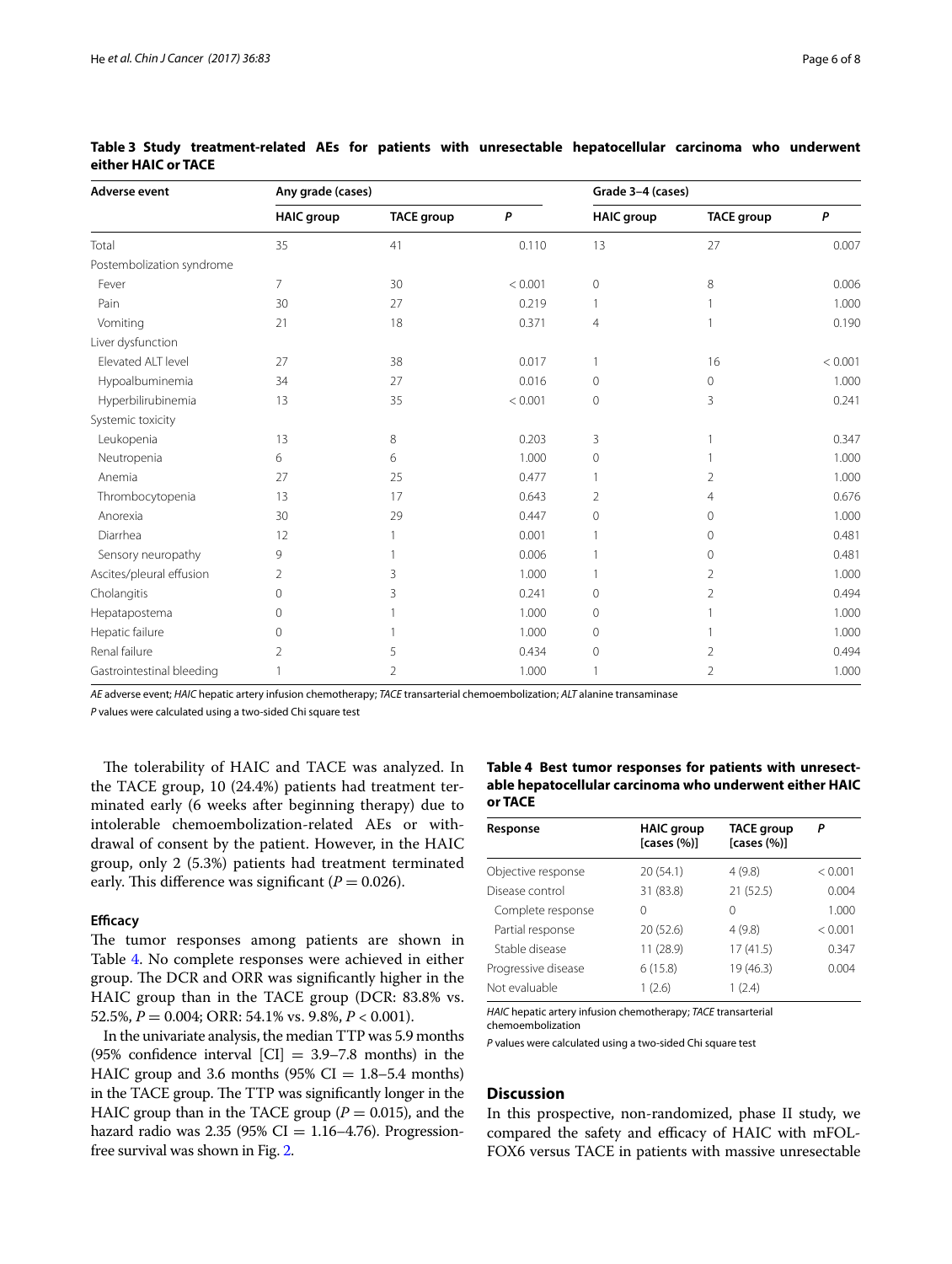**Table 3 Study treatment-related AEs for patients with unresectable hepatocellular carcinoma who underwent either HAIC or TACE**

| Adverse event | Any grade (cases) | | | Grade 3–4 (cases) | | |
|---|---|---|---|---|---|---|
| | HAIC group | TACE group | P | HAIC group | TACE group | P |
| Total | 35 | 41 | 0.110 | 13 | 27 | 0.007 |
| Postembolization syndrome | | | | | | |
| Fever | 7 | 30 | < 0.001 | 0 | 8 | 0.006 |
| Pain | 30 | 27 | 0.219 | 1 | 1 | 1.000 |
| Vomiting | 21 | 18 | 0.371 | 4 | 1 | 0.190 |
| Liver dysfunction | | | | | | |
| Elevated ALT level | 27 | 38 | 0.017 | 1 | 16 | < 0.001 |
| Hypoalbuminemia | 34 | 27 | 0.016 | 0 | 0 | 1.000 |
| Hyperbilirubinemia | 13 | 35 | < 0.001 | 0 | 3 | 0.241 |
| Systemic toxicity | | | | | | |
| Leukopenia | 13 | 8 | 0.203 | 3 | 1 | 0.347 |
| Neutropenia | 6 | 6 | 1.000 | 0 | 1 | 1.000 |
| Anemia | 27 | 25 | 0.477 | 1 | 2 | 1.000 |
| Thrombocytopenia | 13 | 17 | 0.643 | 2 | 4 | 0.676 |
| Anorexia | 30 | 29 | 0.447 | 0 | 0 | 1.000 |
| Diarrhea | 12 | 1 | 0.001 | 1 | 0 | 0.481 |
| Sensory neuropathy | 9 | 1 | 0.006 | 1 | 0 | 0.481 |
| Ascites/pleural effusion | 2 | 3 | 1.000 | 1 | 2 | 1.000 |
| Cholangitis | 0 | 3 | 0.241 | 0 | 2 | 0.494 |
| Hepatapostema | 0 | 1 | 1.000 | 0 | 1 | 1.000 |
| Hepatic failure | 0 | 1 | 1.000 | 0 | 1 | 1.000 |
| Renal failure | 2 | 5 | 0.434 | 0 | 2 | 0.494 |
| Gastrointestinal bleeding | 1 | 2 | 1.000 | 1 | 2 | 1.000 |

*AE* adverse event; *HAIC* hepatic artery infusion chemotherapy; *TACE* transarterial chemoembolization; *ALT* alanine transaminase

*P* values were calculated using a two-sided Chi square test

The tolerability of HAIC and TACE was analyzed. In the TACE group, 10 (24.4%) patients had treatment terminated early (6 weeks after beginning therapy) due to intolerable chemoembolization-related AEs or withdrawal of consent by the patient. However, in the HAIC group, only 2 (5.3%) patients had treatment terminated early. This difference was significant ($P = 0.026$).

### Efficacy

The tumor responses among patients are shown in Table 4. No complete responses were achieved in either group. The DCR and ORR was significantly higher in the HAIC group than in the TACE group (DCR: 83.8% vs. 52.5%, $P = 0.004$; ORR: 54.1% vs. 9.8%, $P < 0.001$).

In the univariate analysis, the median TTP was 5.9 months (95% confidence interval [CI] = 3.9–7.8 months) in the HAIC group and 3.6 months (95% CI = 1.8–5.4 months) in the TACE group. The TTP was significantly longer in the HAIC group than in the TACE group ($P = 0.015$), and the hazard radio was 2.35 (95% CI = 1.16–4.76). Progression-free survival was shown in Fig. 2.

**Table 4 Best tumor responses for patients with unresectable hepatocellular carcinoma who underwent either HAIC or TACE**

| Response | HAIC group [cases (%)] | TACE group [cases (%)] | P |
|---|---|---|---|
| Objective response | 20 (54.1) | 4 (9.8) | < 0.001 |
| Disease control | 31 (83.8) | 21 (52.5) | 0.004 |
| Complete response | 0 | 0 | 1.000 |
| Partial response | 20 (52.6) | 4 (9.8) | < 0.001 |
| Stable disease | 11 (28.9) | 17 (41.5) | 0.347 |
| Progressive disease | 6 (15.8) | 19 (46.3) | 0.004 |
| Not evaluable | 1 (2.6) | 1 (2.4) | |

*HAIC* hepatic artery infusion chemotherapy; *TACE* transarterial chemoembolization

*P* values were calculated using a two-sided Chi square test

## Discussion

In this prospective, non-randomized, phase II study, we compared the safety and efficacy of HAIC with mFOLFOX6 versus TACE in patients with massive unresectable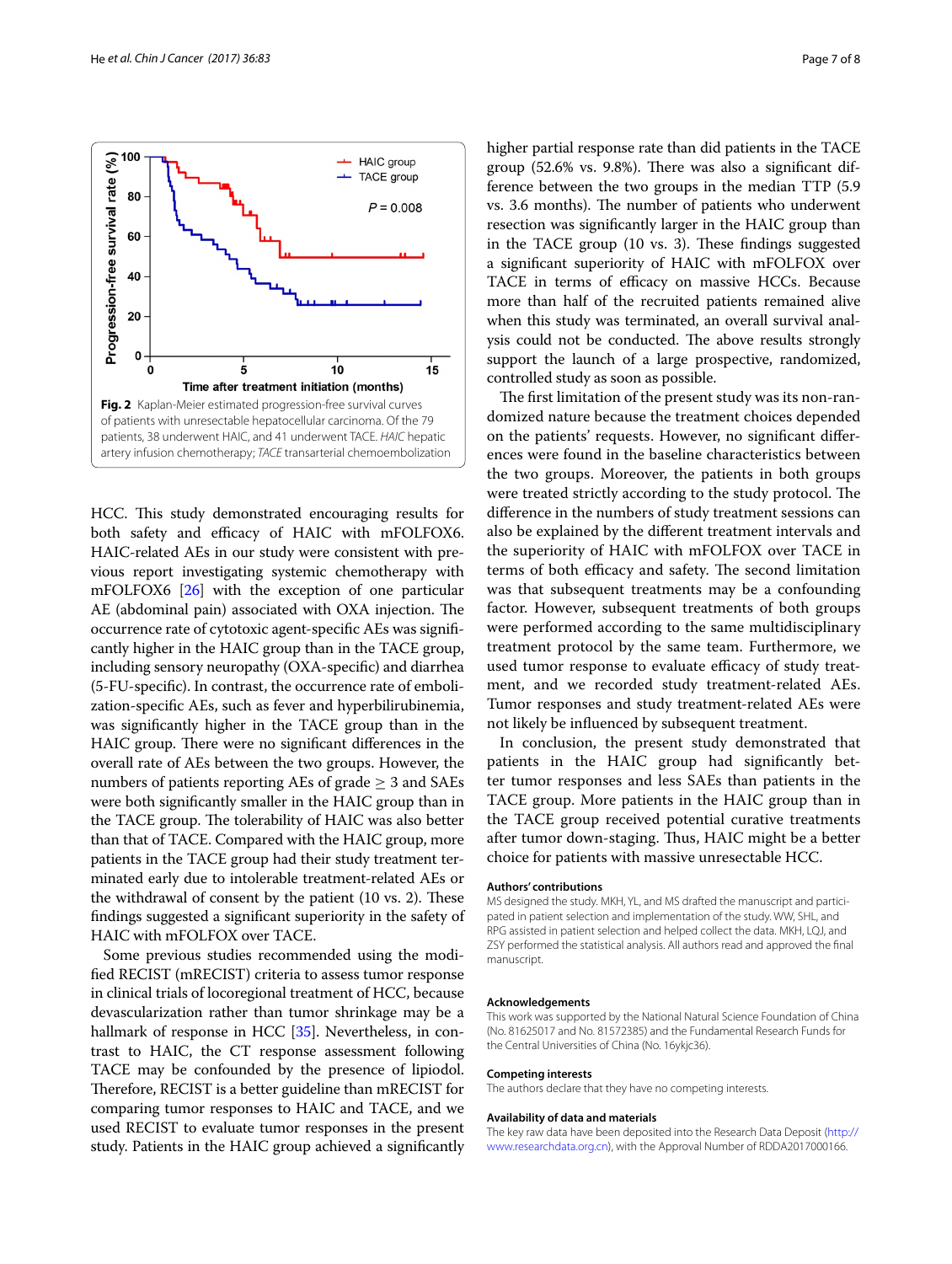Progression-free survival rate (%)
100
80
60
40
20
0
0
5
10
15
Time after treatment initiation (months)
HAIC group
TACE group
$P = 0.008$

**Fig. 2** Kaplan-Meier estimated progression-free survival curves of patients with unresectable hepatocellular carcinoma. Of the 79 patients, 38 underwent HAIC, and 41 underwent TACE. *HAIC* hepatic artery infusion chemotherapy; *TACE* transarterial chemoembolization

HCC. This study demonstrated encouraging results for both safety and efficacy of HAIC with mFOLFOX6. HAIC-related AEs in our study were consistent with previous report investigating systemic chemotherapy with mFOLFOX6 [26] with the exception of one particular AE (abdominal pain) associated with OXA injection. The occurrence rate of cytotoxic agent-specific AEs was significantly higher in the HAIC group than in the TACE group, including sensory neuropathy (OXA-specific) and diarrhea (5-FU-specific). In contrast, the occurrence rate of embolization-specific AEs, such as fever and hyperbilirubinemia, was significantly higher in the TACE group than in the HAIC group. There were no significant differences in the overall rate of AEs between the two groups. However, the numbers of patients reporting AEs of grade $\geq$ 3 and SAEs were both significantly smaller in the HAIC group than in the TACE group. The tolerability of HAIC was also better than that of TACE. Compared with the HAIC group, more patients in the TACE group had their study treatment terminated early due to intolerable treatment-related AEs or the withdrawal of consent by the patient (10 vs. 2). These findings suggested a significant superiority in the safety of HAIC with mFOLFOX over TACE.

Some previous studies recommended using the modified RECIST (mRECIST) criteria to assess tumor response in clinical trials of locoregional treatment of HCC, because devascularization rather than tumor shrinkage may be a hallmark of response in HCC [35]. Nevertheless, in contrast to HAIC, the CT response assessment following TACE may be confounded by the presence of lipiodol. Therefore, RECIST is a better guideline than mRECIST for comparing tumor responses to HAIC and TACE, and we used RECIST to evaluate tumor responses in the present study. Patients in the HAIC group achieved a significantly higher partial response rate than did patients in the TACE group (52.6% vs. 9.8%). There was also a significant difference between the two groups in the median TTP (5.9 vs. 3.6 months). The number of patients who underwent resection was significantly larger in the HAIC group than in the TACE group (10 vs. 3). These findings suggested a significant superiority of HAIC with mFOLFOX over TACE in terms of efficacy on massive HCCs. Because more than half of the recruited patients remained alive when this study was terminated, an overall survival analysis could not be conducted. The above results strongly support the launch of a large prospective, randomized, controlled study as soon as possible.

The first limitation of the present study was its non-randomized nature because the treatment choices depended on the patients' requests. However, no significant differences were found in the baseline characteristics between the two groups. Moreover, the patients in both groups were treated strictly according to the study protocol. The difference in the numbers of study treatment sessions can also be explained by the different treatment intervals and the superiority of HAIC with mFOLFOX over TACE in terms of both efficacy and safety. The second limitation was that subsequent treatments may be a confounding factor. However, subsequent treatments of both groups were performed according to the same multidisciplinary treatment protocol by the same team. Furthermore, we used tumor response to evaluate efficacy of study treatment, and we recorded study treatment-related AEs. Tumor responses and study treatment-related AEs were not likely be influenced by subsequent treatment.

In conclusion, the present study demonstrated that patients in the HAIC group had significantly better tumor responses and less SAEs than patients in the TACE group. More patients in the HAIC group than in the TACE group received potential curative treatments after tumor down-staging. Thus, HAIC might be a better choice for patients with massive unresectable HCC.

#### Authors' contributions

MS designed the study. MKH, YL, and MS drafted the manuscript and participated in patient selection and implementation of the study. WW, SHL, and RPG assisted in patient selection and helped collect the data. MKH, LQJ, and ZSY performed the statistical analysis. All authors read and approved the final manuscript.

#### Acknowledgements

This work was supported by the National Natural Science Foundation of China (No. 81625017 and No. 81572385) and the Fundamental Research Funds for the Central Universities of China (No. 16ykjc36).

#### Competing interests

The authors declare that they have no competing interests.

#### Availability of data and materials

The key raw data have been deposited into the Research Data Deposit (http://www.researchdata.org.cn), with the Approval Number of RDDA2017000166.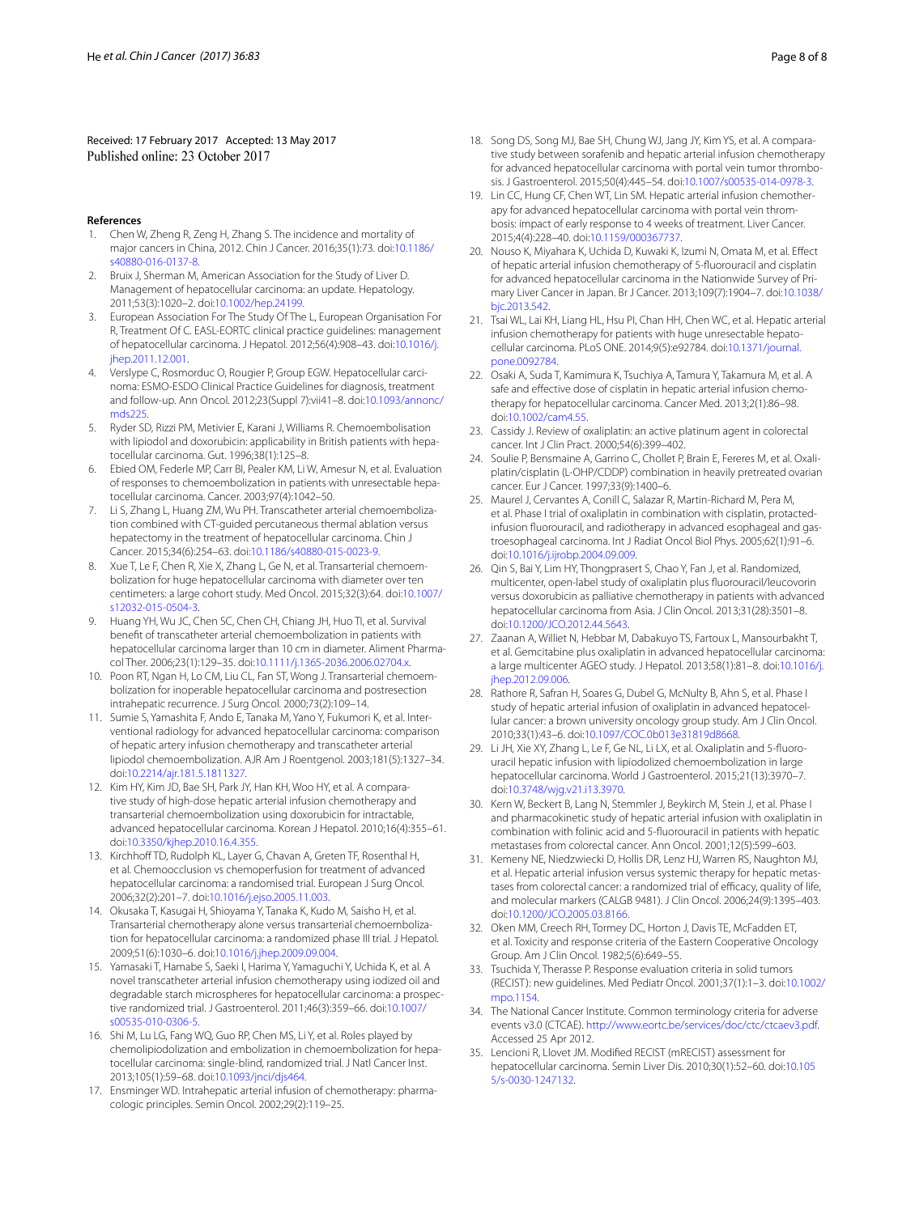Received: 17 February 2017 Accepted: 13 May 2017
Published online: 23 October 2017

#### References

1. Chen W, Zheng R, Zeng H, Zhang S. The incidence and mortality of major cancers in China, 2012. Chin J Cancer. 2016;35(1):73. doi:10.1186/s40880-016-0137-8.
2. Bruix J, Sherman M, American Association for the Study of Liver D. Management of hepatocellular carcinoma: an update. Hepatology. 2011;53(3):1020–2. doi:10.1002/hep.24199.
3. European Association For The Study Of The L, European Organisation For R, Treatment Of C. EASL-EORTC clinical practice guidelines: management of hepatocellular carcinoma. J Hepatol. 2012;56(4):908–43. doi:10.1016/j.jhep.2011.12.001.
4. Verslype C, Rosmorduc O, Rougier P, Group EGW. Hepatocellular carcinoma: ESMO-ESDO Clinical Practice Guidelines for diagnosis, treatment and follow-up. Ann Oncol. 2012;23(Suppl 7):vii41–8. doi:10.1093/annonc/mds225.
5. Ryder SD, Rizzi PM, Metivier E, Karani J, Williams R. Chemoembolisation with lipiodol and doxorubicin: applicability in British patients with hepatocellular carcinoma. Gut. 1996;38(1):125–8.
6. Ebied OM, Federle MP, Carr BI, Pealer KM, Li W, Amesur N, et al. Evaluation of responses to chemoembolization in patients with unresectable hepatocellular carcinoma. Cancer. 2003;97(4):1042–50.
7. Li S, Zhang L, Huang ZM, Wu PH. Transcatheter arterial chemoembolization combined with CT-guided percutaneous thermal ablation versus hepatectomy in the treatment of hepatocellular carcinoma. Chin J Cancer. 2015;34(6):254–63. doi:10.1186/s40880-015-0023-9.
8. Xue T, Le F, Chen R, Xie X, Zhang L, Ge N, et al. Transarterial chemoembolization for huge hepatocellular carcinoma with diameter over ten centimeters: a large cohort study. Med Oncol. 2015;32(3):64. doi:10.1007/s12032-015-0504-3.
9. Huang YH, Wu JC, Chen SC, Chen CH, Chiang JH, Huo TI, et al. Survival benefit of transcatheter arterial chemoembolization in patients with hepatocellular carcinoma larger than 10 cm in diameter. Aliment Pharmacol Ther. 2006;23(1):129–35. doi:10.1111/j.1365-2036.2006.02704.x.
10. Poon RT, Ngan H, Lo CM, Liu CL, Fan ST, Wong J. Transarterial chemoembolization for inoperable hepatocellular carcinoma and postresection intrahepatic recurrence. J Surg Oncol. 2000;73(2):109–14.
11. Sumie S, Yamashita F, Ando E, Tanaka M, Yano Y, Fukumori K, et al. Interventional radiology for advanced hepatocellular carcinoma: comparison of hepatic artery infusion chemotherapy and transcatheter arterial lipiodol chemoembolization. AJR Am J Roentgenol. 2003;181(5):1327–34. doi:10.2214/ajr.181.5.1811327.
12. Kim HY, Kim JD, Bae SH, Park JY, Han KH, Woo HY, et al. A comparative study of high-dose hepatic arterial infusion chemotherapy and transarterial chemoembolization using doxorubicin for intractable, advanced hepatocellular carcinoma. Korean J Hepatol. 2010;16(4):355–61. doi:10.3350/kjhep.2010.16.4.355.
13. Kirchhoff TD, Rudolph KL, Layer G, Chavan A, Greten TF, Rosenthal H, et al. Chemoocclusion vs chemoperfusion for treatment of advanced hepatocellular carcinoma: a randomised trial. European J Surg Oncol. 2006;32(2):201–7. doi:10.1016/j.ejso.2005.11.003.
14. Okusaka T, Kasugai H, Shioyama Y, Tanaka K, Kudo M, Saisho H, et al. Transarterial chemotherapy alone versus transarterial chemoembolization for hepatocellular carcinoma: a randomized phase III trial. J Hepatol. 2009;51(6):1030–6. doi:10.1016/j.jhep.2009.09.004.
15. Yamasaki T, Hamabe S, Saeki I, Harima Y, Yamaguchi Y, Uchida K, et al. A novel transcatheter arterial infusion chemotherapy using iodized oil and degradable starch microspheres for hepatocellular carcinoma: a prospective randomized trial. J Gastroenterol. 2011;46(3):359–66. doi:10.1007/s00535-010-0306-5.
16. Shi M, Lu LG, Fang WQ, Guo RP, Chen MS, Li Y, et al. Roles played by chemolipiodolization and embolization in chemoembolization for hepatocellular carcinoma: single-blind, randomized trial. J Natl Cancer Inst. 2013;105(1):59–68. doi:10.1093/jnci/djs464.
17. Ensminger WD. Intrahepatic arterial infusion of chemotherapy: pharmacologic principles. Semin Oncol. 2002;29(2):119–25.
18. Song DS, Song MJ, Bae SH, Chung WJ, Jang JY, Kim YS, et al. A comparative study between sorafenib and hepatic arterial infusion chemotherapy for advanced hepatocellular carcinoma with portal vein tumor thrombosis. J Gastroenterol. 2015;50(4):445–54. doi:10.1007/s00535-014-0978-3.
19. Lin CC, Hung CF, Chen WT, Lin SM. Hepatic arterial infusion chemotherapy for advanced hepatocellular carcinoma with portal vein thrombosis: impact of early response to 4 weeks of treatment. Liver Cancer. 2015;4(4):228–40. doi:10.1159/000367737.
20. Nouso K, Miyahara K, Uchida D, Kuwaki K, Izumi N, Omata M, et al. Effect of hepatic arterial infusion chemotherapy of 5-fluorouracil and cisplatin for advanced hepatocellular carcinoma in the Nationwide Survey of Primary Liver Cancer in Japan. Br J Cancer. 2013;109(7):1904–7. doi:10.1038/bjc.2013.542.
21. Tsai WL, Lai KH, Liang HL, Hsu PI, Chan HH, Chen WC, et al. Hepatic arterial infusion chemotherapy for patients with huge unresectable hepatocellular carcinoma. PLoS ONE. 2014;9(5):e92784. doi:10.1371/journal.pone.0092784.
22. Osaki A, Suda T, Kamimura K, Tsuchiya A, Tamura Y, Takamura M, et al. A safe and effective dose of cisplatin in hepatic arterial infusion chemotherapy for hepatocellular carcinoma. Cancer Med. 2013;2(1):86–98. doi:10.1002/cam4.55.
23. Cassidy J. Review of oxaliplatin: an active platinum agent in colorectal cancer. Int J Clin Pract. 2000;54(6):399–402.
24. Soulie P, Bensmaine A, Garrino C, Chollet P, Brain E, Fereres M, et al. Oxaliplatin/cisplatin (L-OHP/CDDP) combination in heavily pretreated ovarian cancer. Eur J Cancer. 1997;33(9):1400–6.
25. Maurel J, Cervantes A, Conill C, Salazar R, Martin-Richard M, Pera M, et al. Phase I trial of oxaliplatin in combination with cisplatin, protracted-infusion fluorouracil, and radiotherapy in patients with locally advanced esophageal and gastroesophageal carcinoma. Int J Radiat Oncol Biol Phys. 2005;62(1):91–6. doi:10.1016/j.ijrobp.2004.09.009.
26. Qin S, Bai Y, Lim HY, Thongprasert S, Chao Y, Fan J, et al. Randomized, multicenter, open-label study of oxaliplatin plus fluorouracil/leucovorin versus doxorubicin as palliative chemotherapy in patients with advanced hepatocellular carcinoma from Asia. J Clin Oncol. 2013;31(28):3501–8. doi:10.1200/JCO.2012.44.5643.
27. Zaanan A, Williet N, Hebbar M, Dabakuyo TS, Fartoux L, Mansourbakht T, et al. Gemcitabine plus oxaliplatin in advanced hepatocellular carcinoma: a large multicenter AGEO study. J Hepatol. 2013;58(1):81–8. doi:10.1016/j.jhep.2012.09.006.
28. Rathore R, Safran H, Soares G, Dubel G, McNulty B, Ahn S, et al. Phase I study of hepatic arterial infusion of oxaliplatin in advanced hepatocellular cancer: a brown university oncology group study. Am J Clin Oncol. 2010;33(1):43–6. doi:10.1097/COC.0b013e31819d8668.
29. Li JH, Xie XY, Zhang L, Le F, Ge NL, Li LX, et al. Oxaliplatin and 5-fluorouracil hepatic infusion with lipiodolized chemoembolization in large hepatocellular carcinoma. World J Gastroenterol. 2015;21(13):3970–7. doi:10.3748/wjg.v21.i13.3970.
30. Kern W, Beckert B, Lang N, Stemmler J, Beykirch M, Stein J, et al. Phase I and pharmacokinetic study of hepatic arterial infusion with oxaliplatin in combination with folinic acid and 5-fluorouracil in patients with hepatic metastases from colorectal cancer. Ann Oncol. 2001;12(5):599–603.
31. Kemeny NE, Niedzwiecki D, Hollis DR, Lenz HJ, Warren RS, Naughton MJ, et al. Hepatic arterial infusion versus systemic therapy for hepatic metastases from colorectal cancer: a randomized trial of efficacy, quality of life, and molecular markers (CALGB 9481). J Clin Oncol. 2006;24(9):1395–403. doi:10.1200/JCO.2005.03.8166.
32. Oken MM, Creech RH, Tormey DC, Horton J, Davis TE, McFadden ET, et al. Toxicity and response criteria of the Eastern Cooperative Oncology Group. Am J Clin Oncol. 1982;5(6):649–55.
33. Tsuchida Y, Therasse P. Response evaluation criteria in solid tumors (RECIST): new guidelines. Med Pediatr Oncol. 2001;37(1):1–3. doi:10.1002/mpo.1154.
34. The National Cancer Institute. Common terminology criteria for adverse events v3.0 (CTCAE). http://www.eortc.be/services/doc/ctc/ctcaev3.pdf. Accessed 25 Apr 2012.
35. Lencioni R, Llovet JM. Modified RECIST (mRECIST) assessment for hepatocellular carcinoma. Semin Liver Dis. 2010;30(1):52–60. doi:10.1055/s-0030-1247132.